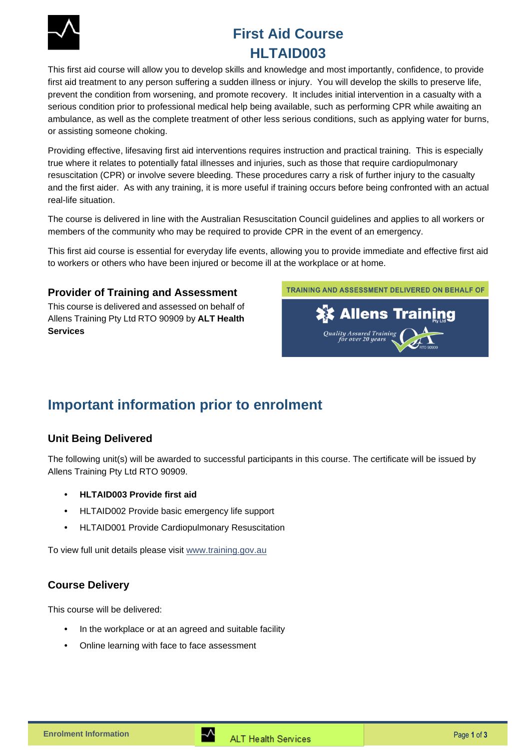# First Aid Course
# HLTAID003

This first aid course will allow you to develop skills and knowledge and most importantly, confidence, to provide first aid treatment to any person suffering a sudden illness or injury. You will develop the skills to preserve life, prevent the condition from worsening, and promote recovery. It includes initial intervention in a casualty with a serious condition prior to professional medical help being available, such as performing CPR while awaiting an ambulance, as well as the complete treatment of other less serious conditions, such as applying water for burns, or assisting someone choking.

Providing effective, lifesaving first aid interventions requires instruction and practical training. This is especially true where it relates to potentially fatal illnesses and injuries, such as those that require cardiopulmonary resuscitation (CPR) or involve severe bleeding. These procedures carry a risk of further injury to the casualty and the first aider. As with any training, it is more useful if training occurs before being confronted with an actual real-life situation.

The course is delivered in line with the Australian Resuscitation Council guidelines and applies to all workers or members of the community who may be required to provide CPR in the event of an emergency.

This first aid course is essential for everyday life events, allowing you to provide immediate and effective first aid to workers or others who have been injured or become ill at the workplace or at home.

### Provider of Training and Assessment

This course is delivered and assessed on behalf of Allens Training Pty Ltd RTO 90909 by **ALT Health Services**

TRAINING AND ASSESSMENT DELIVERED ON BEHALF OF

Allens Training Pty Ltd

*Quality Assured Training for over 20 years*

RTO 90909

## Important information prior to enrolment

### Unit Being Delivered

The following unit(s) will be awarded to successful participants in this course. The certificate will be issued by Allens Training Pty Ltd RTO 90909.

- **HLTAID003 Provide first aid**
- HLTAID002 Provide basic emergency life support
- HLTAID001 Provide Cardiopulmonary Resuscitation

To view full unit details please visit www.training.gov.au

### Course Delivery

This course will be delivered:

- In the workplace or at an agreed and suitable facility
- Online learning with face to face assessment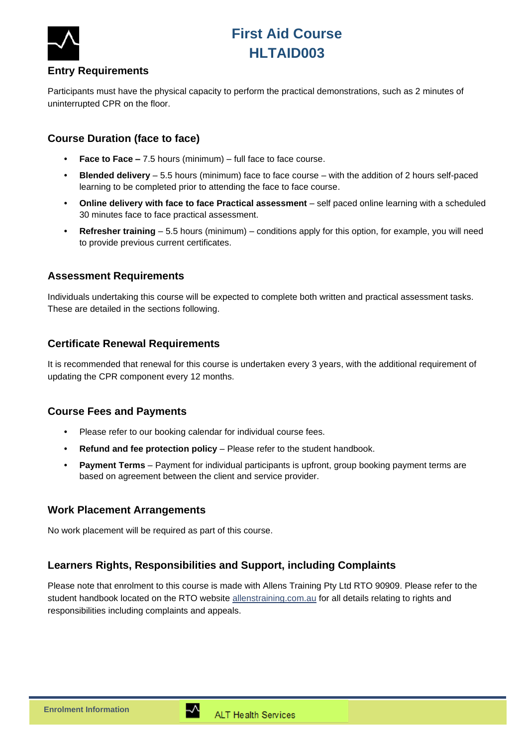# First Aid Course
# HLTAID003

## Entry Requirements

Participants must have the physical capacity to perform the practical demonstrations, such as 2 minutes of uninterrupted CPR on the floor.

## Course Duration (face to face)

- **Face to Face –** 7.5 hours (minimum) – full face to face course.
- **Blended delivery** – 5.5 hours (minimum) face to face course – with the addition of 2 hours self-paced learning to be completed prior to attending the face to face course.
- **Online delivery with face to face Practical assessment** – self paced online learning with a scheduled 30 minutes face to face practical assessment.
- **Refresher training** – 5.5 hours (minimum) – conditions apply for this option, for example, you will need to provide previous current certificates.

## Assessment Requirements

Individuals undertaking this course will be expected to complete both written and practical assessment tasks. These are detailed in the sections following.

## Certificate Renewal Requirements

It is recommended that renewal for this course is undertaken every 3 years, with the additional requirement of updating the CPR component every 12 months.

## Course Fees and Payments

- Please refer to our booking calendar for individual course fees.
- **Refund and fee protection policy** – Please refer to the student handbook.
- **Payment Terms** – Payment for individual participants is upfront, group booking payment terms are based on agreement between the client and service provider.

## Work Placement Arrangements

No work placement will be required as part of this course.

## Learners Rights, Responsibilities and Support, including Complaints

Please note that enrolment to this course is made with Allens Training Pty Ltd RTO 90909. Please refer to the student handbook located on the RTO website allenstraining.com.au for all details relating to rights and responsibilities including complaints and appeals.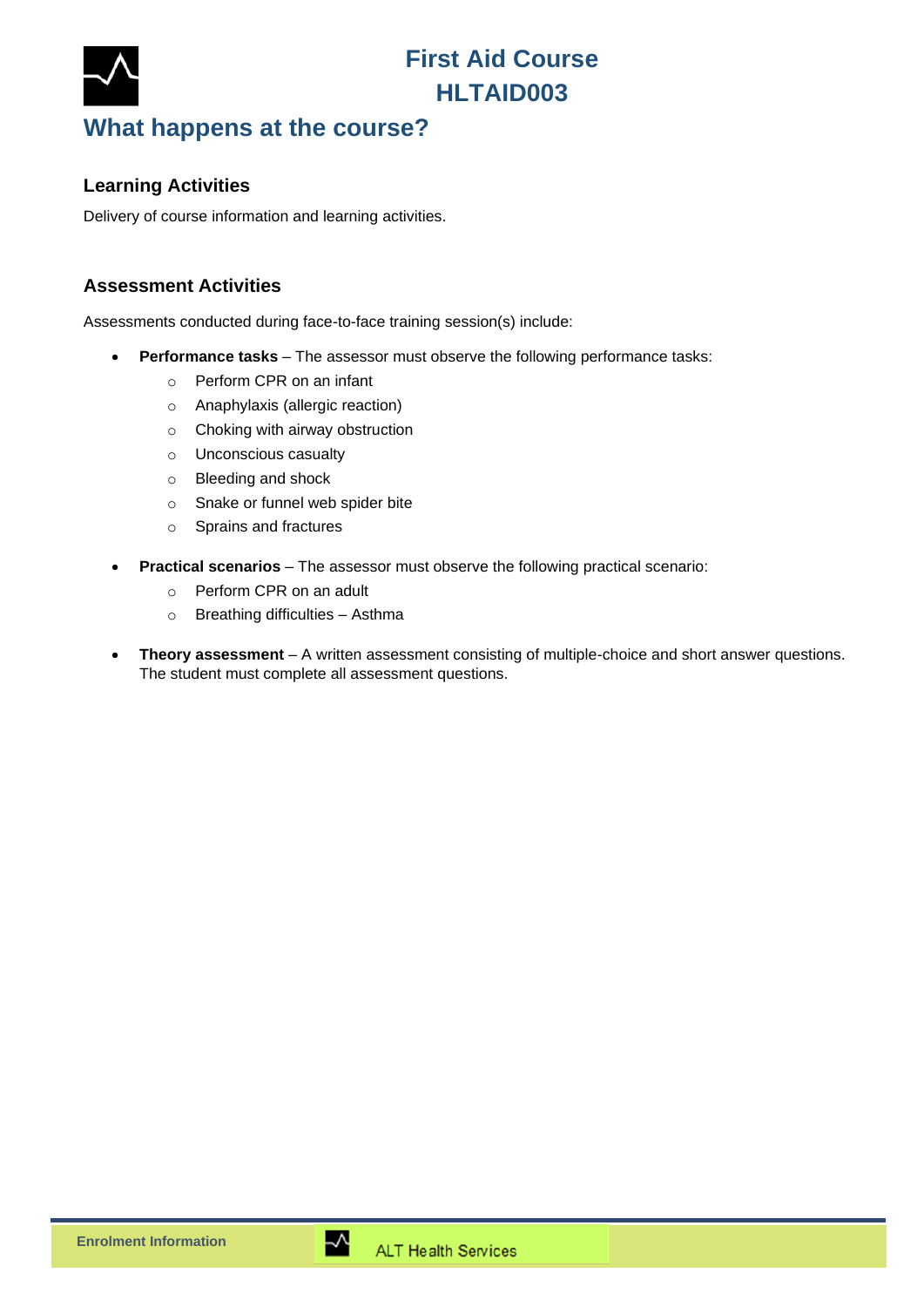# First Aid Course HLTAID003

## What happens at the course?

### Learning Activities

Delivery of course information and learning activities.

### Assessment Activities

Assessments conducted during face-to-face training session(s) include:

- **Performance tasks** – The assessor must observe the following performance tasks:
  - Perform CPR on an infant
  - Anaphylaxis (allergic reaction)
  - Choking with airway obstruction
  - Unconscious casualty
  - Bleeding and shock
  - Snake or funnel web spider bite
  - Sprains and fractures
- **Practical scenarios** – The assessor must observe the following practical scenario:
  - Perform CPR on an adult
  - Breathing difficulties – Asthma
- **Theory assessment** – A written assessment consisting of multiple-choice and short answer questions. The student must complete all assessment questions.